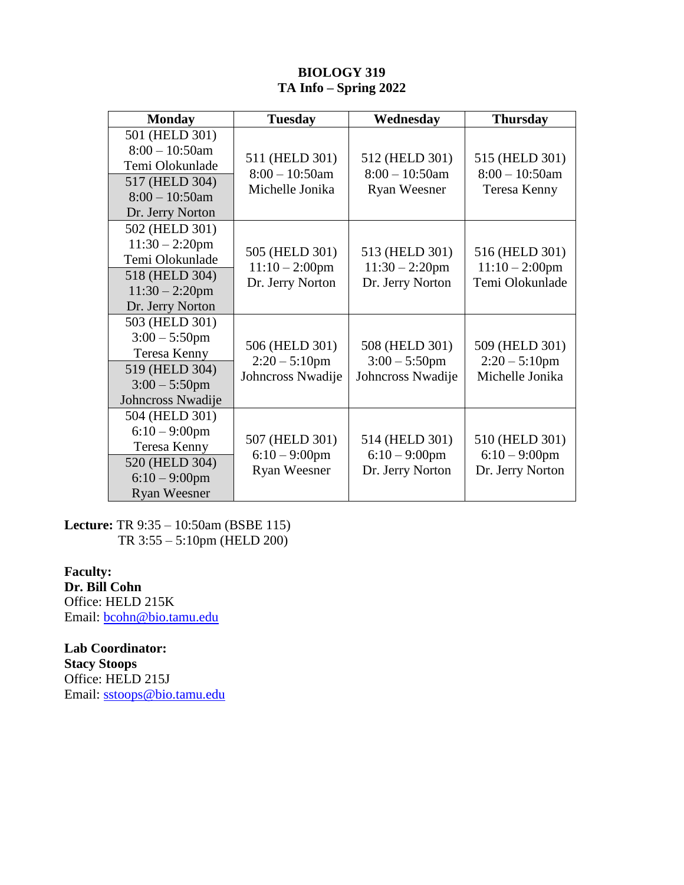**BIOLOGY 319**
**TA Info – Spring 2022**

| Monday | Tuesday | Wednesday | Thursday |
|---|---|---|---|
| 501 (HELD 301) 8:00 – 10:50am Temi Olokunlade<br>517 (HELD 304) 8:00 – 10:50am Dr. Jerry Norton | 511 (HELD 301) 8:00 – 10:50am Michelle Jonika | 512 (HELD 301) 8:00 – 10:50am Ryan Weesner | 515 (HELD 301) 8:00 – 10:50am Teresa Kenny |
| 502 (HELD 301) 11:30 – 2:20pm Temi Olokunlade<br>518 (HELD 304) 11:30 – 2:20pm Dr. Jerry Norton | 505 (HELD 301) 11:10 – 2:00pm Dr. Jerry Norton | 513 (HELD 301) 11:30 – 2:20pm Dr. Jerry Norton | 516 (HELD 301) 11:10 – 2:00pm Temi Olokunlade |
| 503 (HELD 301) 3:00 – 5:50pm Teresa Kenny<br>519 (HELD 304) 3:00 – 5:50pm Johncross Nwadije | 506 (HELD 301) 2:20 – 5:10pm Johncross Nwadije | 508 (HELD 301) 3:00 – 5:50pm Johncross Nwadije | 509 (HELD 301) 2:20 – 5:10pm Michelle Jonika |
| 504 (HELD 301) 6:10 – 9:00pm Teresa Kenny<br>520 (HELD 304) 6:10 – 9:00pm Ryan Weesner | 507 (HELD 301) 6:10 – 9:00pm Ryan Weesner | 514 (HELD 301) 6:10 – 9:00pm Dr. Jerry Norton | 510 (HELD 301) 6:10 – 9:00pm Dr. Jerry Norton |

**Lecture:** TR 9:35 – 10:50am (BSBE 115)
TR 3:55 – 5:10pm (HELD 200)

**Faculty:**
**Dr. Bill Cohn**
Office: HELD 215K
Email: bcohn@bio.tamu.edu

**Lab Coordinator:**
**Stacy Stoops**
Office: HELD 215J
Email: sstoops@bio.tamu.edu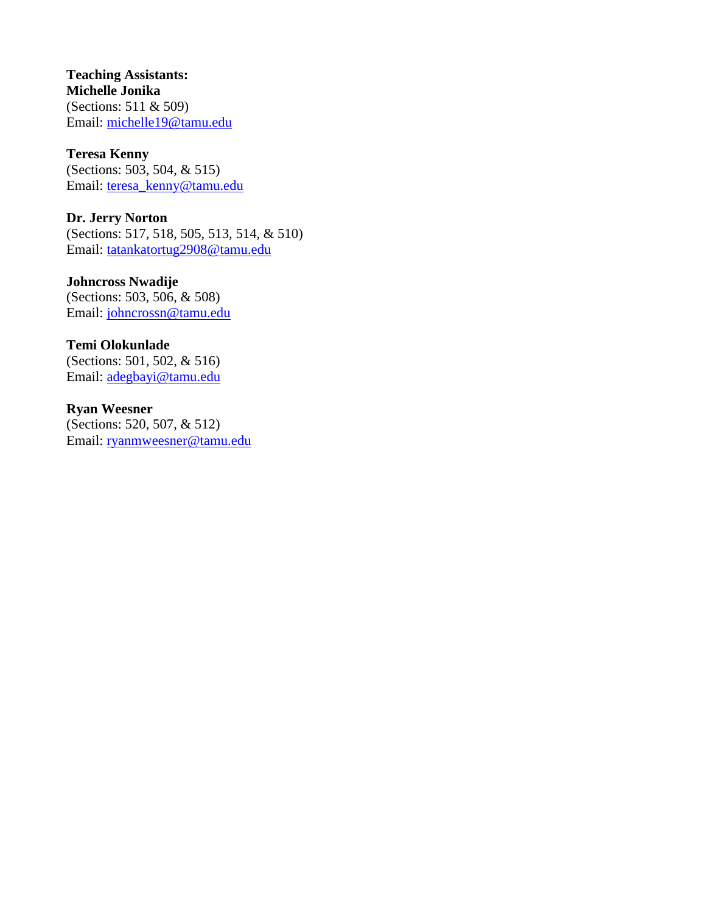**Teaching Assistants:**

**Michelle Jonika**
(Sections: 511 & 509)
Email: michelle19@tamu.edu

**Teresa Kenny**
(Sections: 503, 504, & 515)
Email: teresa_kenny@tamu.edu

**Dr. Jerry Norton**
(Sections: 517, 518, 505, 513, 514, & 510)
Email: tatankatortug2908@tamu.edu

**Johncross Nwadije**
(Sections: 503, 506, & 508)
Email: johncrossn@tamu.edu

**Temi Olokunlade**
(Sections: 501, 502, & 516)
Email: adegbayi@tamu.edu

**Ryan Weesner**
(Sections: 520, 507, & 512)
Email: ryanmweesner@tamu.edu